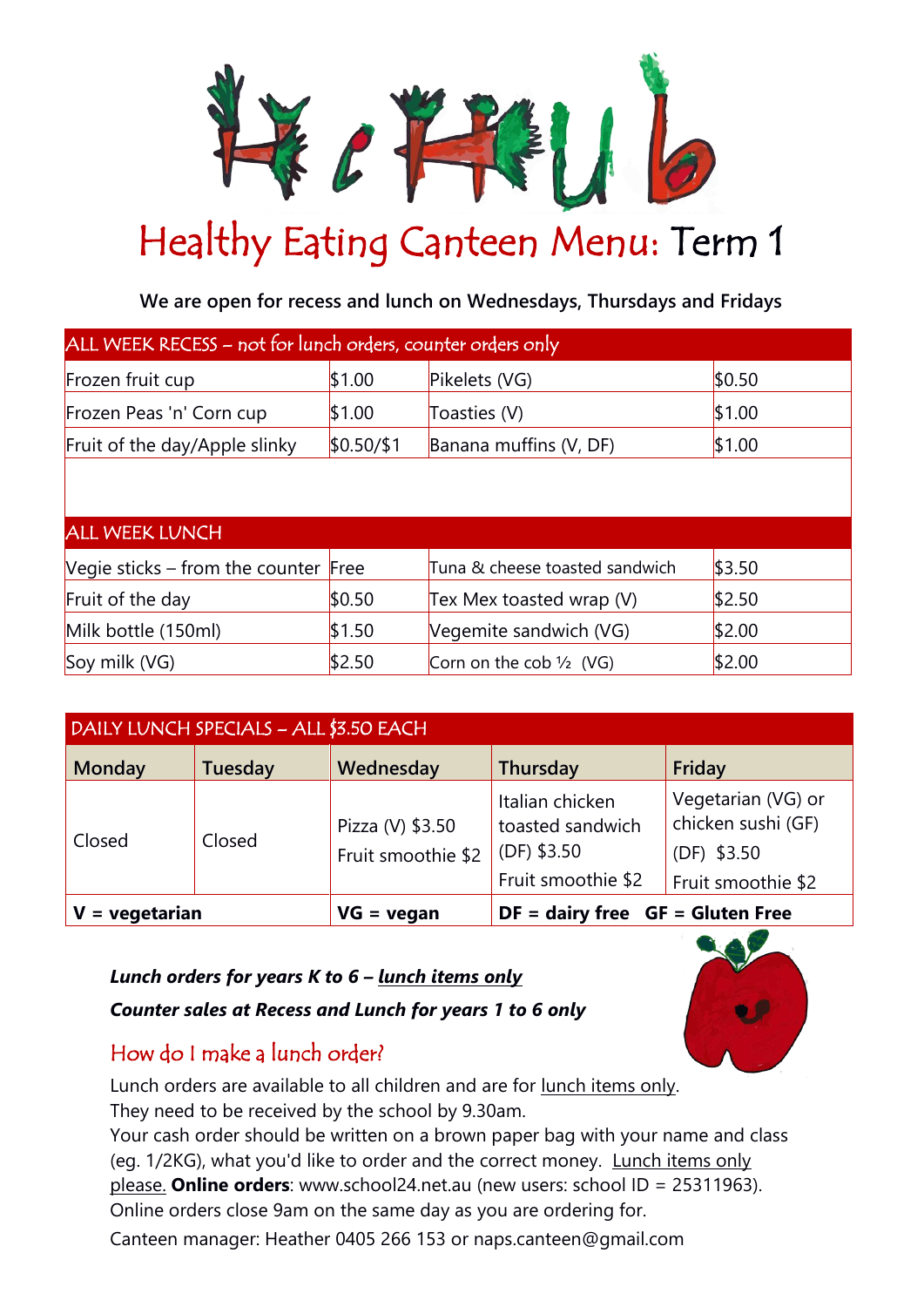# Healthy Eating Canteen Menu: Term 1

**We are open for recess and lunch on Wednesdays, Thursdays and Fridays**

| ALL WEEK RECESS – not for lunch orders, counter orders only | | | |
|---|---|---|---|
| Frozen fruit cup | $1.00 | Pikelets (VG) | $0.50 |
| Frozen Peas 'n' Corn cup | $1.00 | Toasties (V) | $1.00 |
| Fruit of the day/Apple slinky | $0.50/$1 | Banana muffins (V, DF) | $1.00 |

| ALL WEEK LUNCH | | | |
|---|---|---|---|
| Vegie sticks – from the counter | Free | Tuna & cheese toasted sandwich | $3.50 |
| Fruit of the day | $0.50 | Tex Mex toasted wrap (V) | $2.50 |
| Milk bottle (150ml) | $1.50 | Vegemite sandwich (VG) | $2.00 |
| Soy milk (VG) | $2.50 | Corn on the cob ½ (VG) | $2.00 |

| DAILY LUNCH SPECIALS – ALL $3.50 EACH | | | | |
|---|---|---|---|---|
| **Monday** | **Tuesday** | **Wednesday** | **Thursday** | **Friday** |
| Closed | Closed | Pizza (V) $3.50<br>Fruit smoothie $2 | Italian chicken toasted sandwich (DF) $3.50<br>Fruit smoothie $2 | Vegetarian (VG) or chicken sushi (GF) (DF) $3.50<br>Fruit smoothie $2 |
| **V = vegetarian** | | **VG = vegan** | **DF = dairy free GF = Gluten Free** | |

***Lunch orders for years K to 6 – <u>lunch items only</u>***

***Counter sales at Recess and Lunch for years 1 to 6 only***

## How do I make a lunch order?

Lunch orders are available to all children and are for <u>lunch items only</u>.
They need to be received by the school by 9.30am.
Your cash order should be written on a brown paper bag with your name and class (eg. 1/2KG), what you'd like to order and the correct money. <u>Lunch items only please.</u> **Online orders**: www.school24.net.au (new users: school ID = 25311963).
Online orders close 9am on the same day as you are ordering for.
Canteen manager: Heather 0405 266 153 or naps.canteen@gmail.com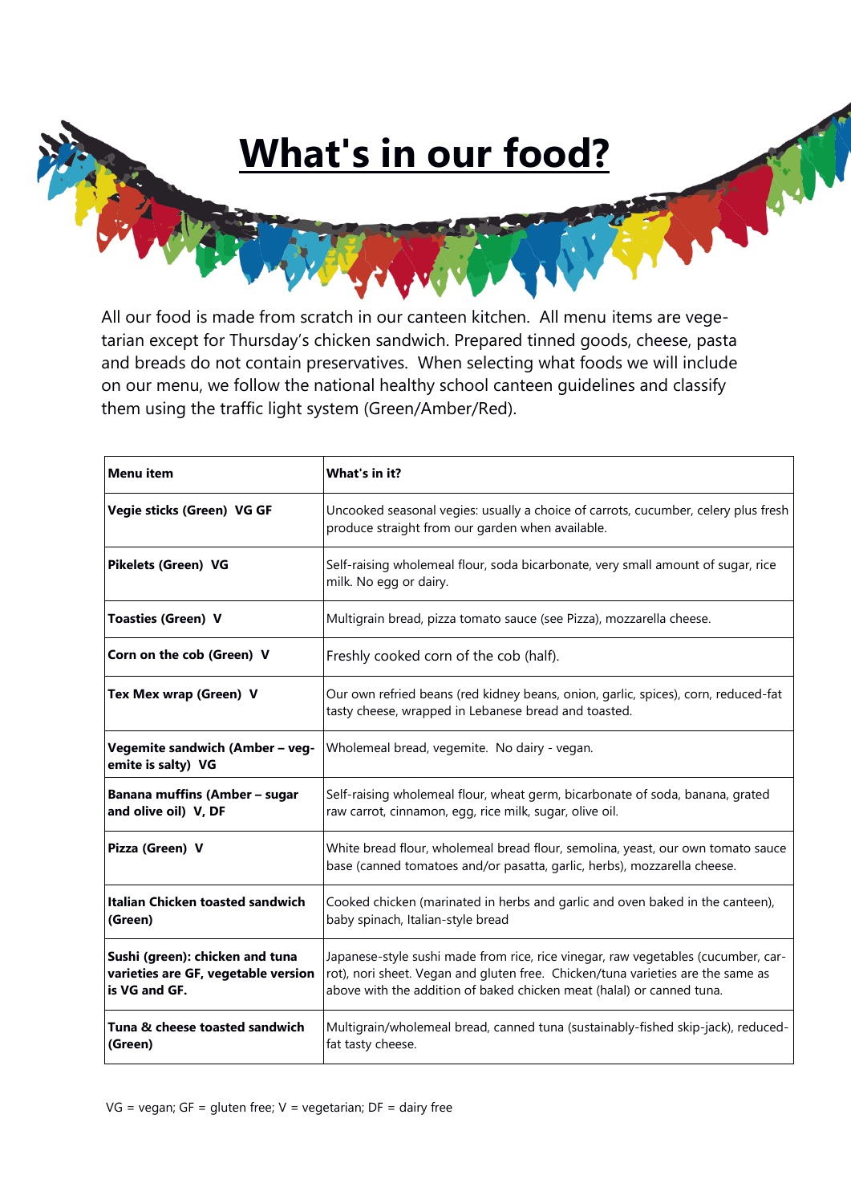# What's in our food?

All our food is made from scratch in our canteen kitchen. All menu items are vegetarian except for Thursday's chicken sandwich. Prepared tinned goods, cheese, pasta and breads do not contain preservatives. When selecting what foods we will include on our menu, we follow the national healthy school canteen guidelines and classify them using the traffic light system (Green/Amber/Red).

| Menu item | What's in it? |
|---|---|
| **Vegie sticks (Green) VG GF** | Uncooked seasonal vegies: usually a choice of carrots, cucumber, celery plus fresh produce straight from our garden when available. |
| **Pikelets (Green) VG** | Self-raising wholemeal flour, soda bicarbonate, very small amount of sugar, rice milk. No egg or dairy. |
| **Toasties (Green) V** | Multigrain bread, pizza tomato sauce (see Pizza), mozzarella cheese. |
| **Corn on the cob (Green) V** | Freshly cooked corn of the cob (half). |
| **Tex Mex wrap (Green) V** | Our own refried beans (red kidney beans, onion, garlic, spices), corn, reduced-fat tasty cheese, wrapped in Lebanese bread and toasted. |
| **Vegemite sandwich (Amber – vegemite is salty) VG** | Wholemeal bread, vegemite. No dairy - vegan. |
| **Banana muffins (Amber – sugar and olive oil) V, DF** | Self-raising wholemeal flour, wheat germ, bicarbonate of soda, banana, grated raw carrot, cinnamon, egg, rice milk, sugar, olive oil. |
| **Pizza (Green) V** | White bread flour, wholemeal bread flour, semolina, yeast, our own tomato sauce base (canned tomatoes and/or pasatta, garlic, herbs), mozzarella cheese. |
| **Italian Chicken toasted sandwich (Green)** | Cooked chicken (marinated in herbs and garlic and oven baked in the canteen), baby spinach, Italian-style bread |
| **Sushi (green): chicken and tuna varieties are GF, vegetable version is VG and GF.** | Japanese-style sushi made from rice, rice vinegar, raw vegetables (cucumber, carrot), nori sheet. Vegan and gluten free. Chicken/tuna varieties are the same as above with the addition of baked chicken meat (halal) or canned tuna. |
| **Tuna & cheese toasted sandwich (Green)** | Multigrain/wholemeal bread, canned tuna (sustainably-fished skip-jack), reduced-fat tasty cheese. |

VG = vegan; GF = gluten free; V = vegetarian; DF = dairy free